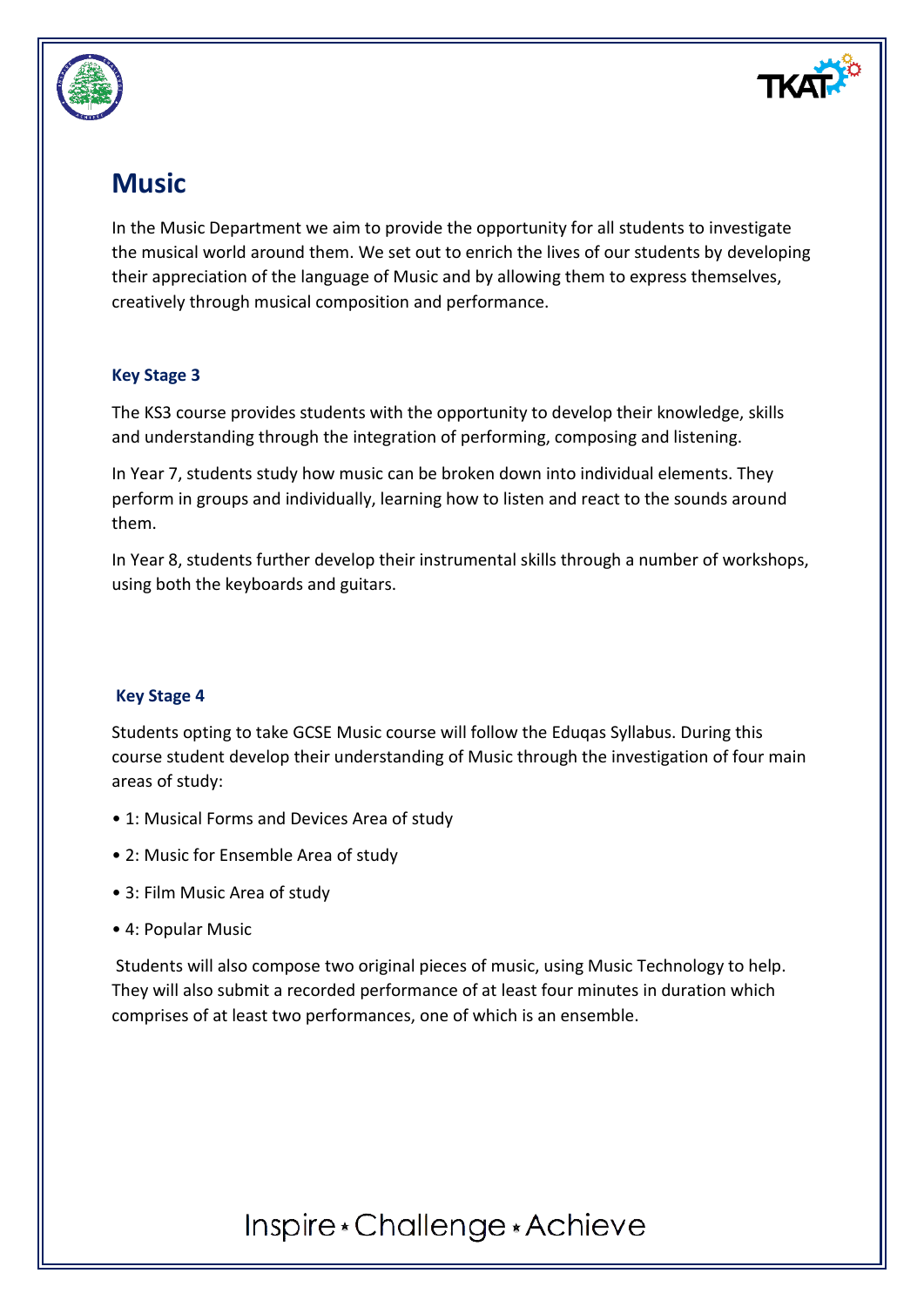# Music

In the Music Department we aim to provide the opportunity for all students to investigate the musical world around them. We set out to enrich the lives of our students by developing their appreciation of the language of Music and by allowing them to express themselves, creatively through musical composition and performance.

### Key Stage 3

The KS3 course provides students with the opportunity to develop their knowledge, skills and understanding through the integration of performing, composing and listening.

In Year 7, students study how music can be broken down into individual elements. They perform in groups and individually, learning how to listen and react to the sounds around them.

In Year 8, students further develop their instrumental skills through a number of workshops, using both the keyboards and guitars.

### Key Stage 4

Students opting to take GCSE Music course will follow the Eduqas Syllabus. During this course student develop their understanding of Music through the investigation of four main areas of study:

- 1: Musical Forms and Devices Area of study
- 2: Music for Ensemble Area of study
- 3: Film Music Area of study
- 4: Popular Music

Students will also compose two original pieces of music, using Music Technology to help. They will also submit a recorded performance of at least four minutes in duration which comprises of at least two performances, one of which is an ensemble.

Inspire • Challenge • Achieve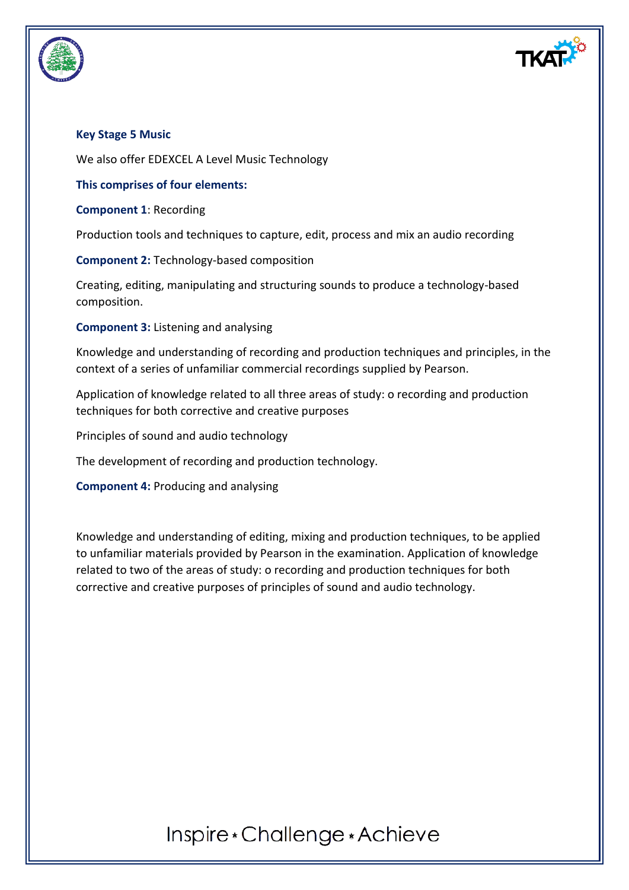**Key Stage 5 Music**

We also offer EDEXCEL A Level Music Technology

**This comprises of four elements:**

**Component 1**: Recording

Production tools and techniques to capture, edit, process and mix an audio recording

**Component 2:** Technology-based composition

Creating, editing, manipulating and structuring sounds to produce a technology-based composition.

**Component 3:** Listening and analysing

Knowledge and understanding of recording and production techniques and principles, in the context of a series of unfamiliar commercial recordings supplied by Pearson.

Application of knowledge related to all three areas of study: o recording and production techniques for both corrective and creative purposes

Principles of sound and audio technology

The development of recording and production technology.

**Component 4:** Producing and analysing

Knowledge and understanding of editing, mixing and production techniques, to be applied to unfamiliar materials provided by Pearson in the examination. Application of knowledge related to two of the areas of study: o recording and production techniques for both corrective and creative purposes of principles of sound and audio technology.